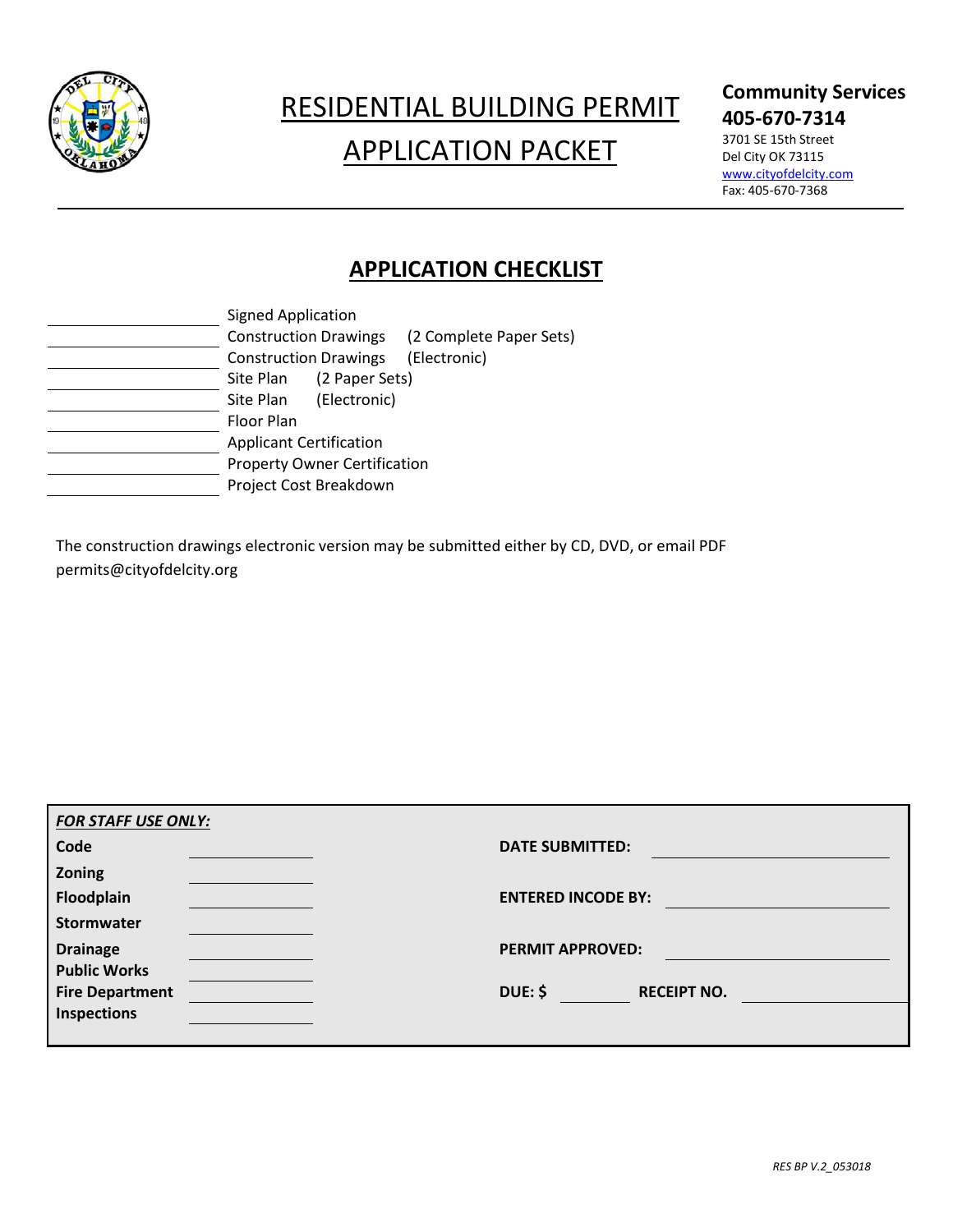# RESIDENTIAL BUILDING PERMIT APPLICATION PACKET

**Community Services**
**405-670-7314**
3701 SE 15th Street
Del City OK 73115
www.cityofdelcity.com
Fax: 405-670-7368

## APPLICATION CHECKLIST

| | |
|---|---|
| ____________ | Signed Application |
| ____________ | Construction Drawings (2 Complete Paper Sets) |
| ____________ | Construction Drawings (Electronic) |
| ____________ | Site Plan (2 Paper Sets) |
| ____________ | Site Plan (Electronic) |
| ____________ | Floor Plan |
| ____________ | Applicant Certification |
| ____________ | Property Owner Certification |
| ____________ | Project Cost Breakdown |

The construction drawings electronic version may be submitted either by CD, DVD, or email PDF permits@cityofdelcity.org

***FOR STAFF USE ONLY:***

| | | | |
|---|---|---|---|
| **Code** | ____________ | **DATE SUBMITTED:** | ____________ |
| **Zoning** | ____________ | | |
| **Floodplain** | ____________ | **ENTERED INCODE BY:** | ____________ |
| **Stormwater** | ____________ | | |
| **Drainage** | ____________ | **PERMIT APPROVED:** | ____________ |
| **Public Works** | ____________ | | |
| **Fire Department** | ____________ | **DUE: $** ____________ | **RECEIPT NO.** ____________ |
| **Inspections** | ____________ | | |

*RES BP V.2_053018*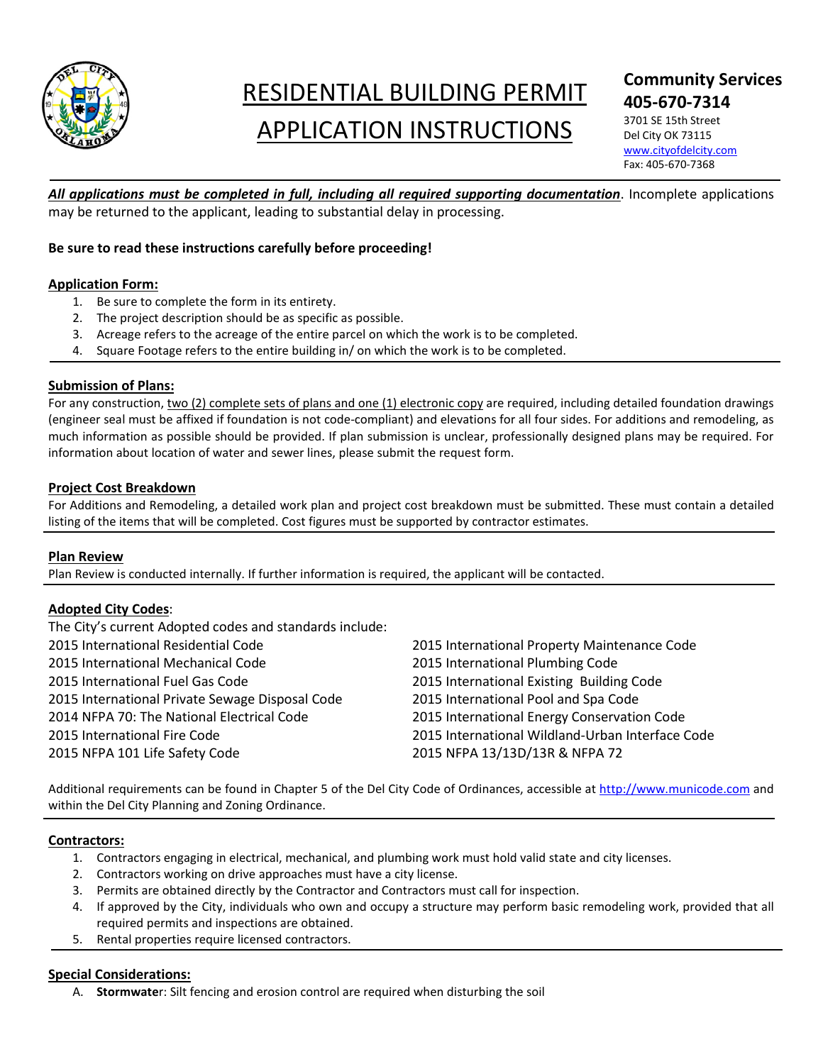# RESIDENTIAL BUILDING PERMIT APPLICATION INSTRUCTIONS

**Community Services**
**405-670-7314**
3701 SE 15th Street
Del City OK 73115
www.cityofdelcity.com
Fax: 405-670-7368

***All applications must be completed in full, including all required supporting documentation***. Incomplete applications may be returned to the applicant, leading to substantial delay in processing.

**Be sure to read these instructions carefully before proceeding!**

## Application Form:

1. Be sure to complete the form in its entirety.
2. The project description should be as specific as possible.
3. Acreage refers to the acreage of the entire parcel on which the work is to be completed.
4. Square Footage refers to the entire building in/ on which the work is to be completed.

## Submission of Plans:

For any construction, two (2) complete sets of plans and one (1) electronic copy are required, including detailed foundation drawings (engineer seal must be affixed if foundation is not code-compliant) and elevations for all four sides. For additions and remodeling, as much information as possible should be provided. If plan submission is unclear, professionally designed plans may be required. For information about location of water and sewer lines, please submit the request form.

## Project Cost Breakdown

For Additions and Remodeling, a detailed work plan and project cost breakdown must be submitted. These must contain a detailed listing of the items that will be completed. Cost figures must be supported by contractor estimates.

## Plan Review

Plan Review is conducted internally. If further information is required, the applicant will be contacted.

## Adopted City Codes:

The City's current Adopted codes and standards include:

- 2015 International Residential Code
- 2015 International Mechanical Code
- 2015 International Fuel Gas Code
- 2015 International Private Sewage Disposal Code
- 2014 NFPA 70: The National Electrical Code
- 2015 International Fire Code
- 2015 NFPA 101 Life Safety Code
- 2015 International Property Maintenance Code
- 2015 International Plumbing Code
- 2015 International Existing Building Code
- 2015 International Pool and Spa Code
- 2015 International Energy Conservation Code
- 2015 International Wildland-Urban Interface Code
- 2015 NFPA 13/13D/13R & NFPA 72

Additional requirements can be found in Chapter 5 of the Del City Code of Ordinances, accessible at http://www.municode.com and within the Del City Planning and Zoning Ordinance.

## Contractors:

1. Contractors engaging in electrical, mechanical, and plumbing work must hold valid state and city licenses.
2. Contractors working on drive approaches must have a city license.
3. Permits are obtained directly by the Contractor and Contractors must call for inspection.
4. If approved by the City, individuals who own and occupy a structure may perform basic remodeling work, provided that all required permits and inspections are obtained.
5. Rental properties require licensed contractors.

## Special Considerations:

A. **Stormwater**: Silt fencing and erosion control are required when disturbing the soil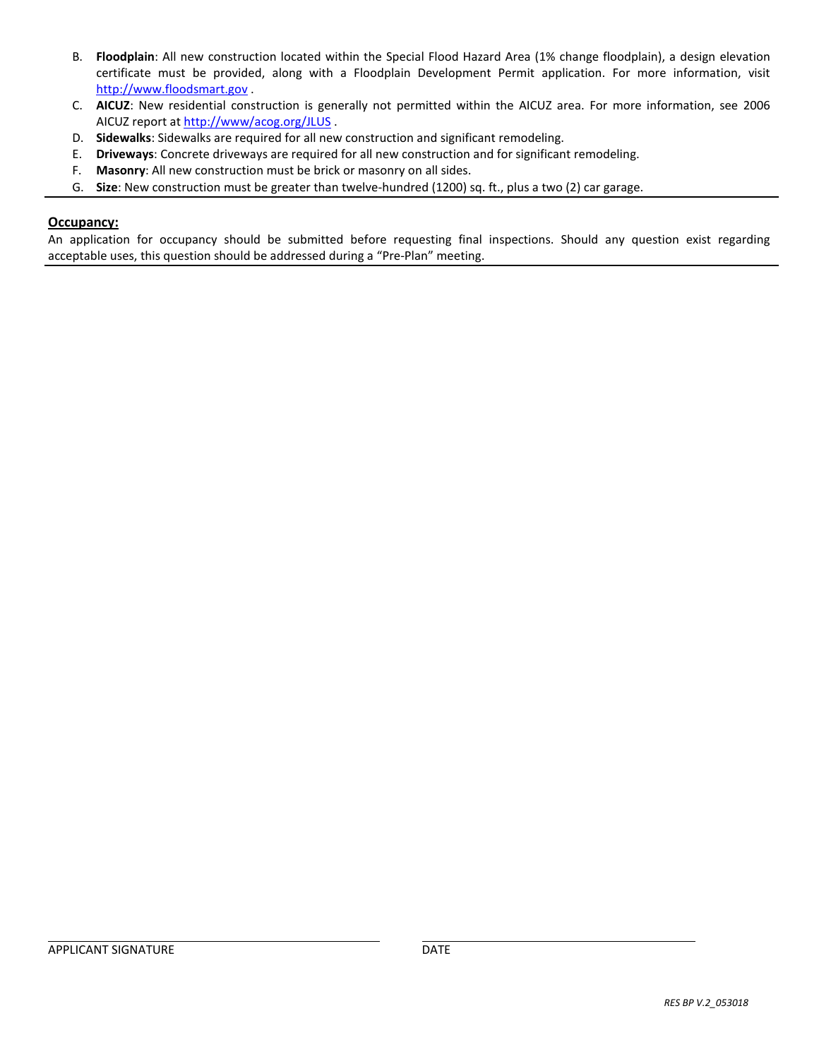B. **Floodplain**: All new construction located within the Special Flood Hazard Area (1% change floodplain), a design elevation certificate must be provided, along with a Floodplain Development Permit application. For more information, visit http://www.floodsmart.gov .
C. **AICUZ**: New residential construction is generally not permitted within the AICUZ area. For more information, see 2006 AICUZ report at http://www/acog.org/JLUS .
D. **Sidewalks**: Sidewalks are required for all new construction and significant remodeling.
E. **Driveways**: Concrete driveways are required for all new construction and for significant remodeling.
F. **Masonry**: All new construction must be brick or masonry on all sides.
G. **Size**: New construction must be greater than twelve-hundred (1200) sq. ft., plus a two (2) car garage.

## Occupancy:

An application for occupancy should be submitted before requesting final inspections. Should any question exist regarding acceptable uses, this question should be addressed during a "Pre-Plan" meeting.

APPLICANT SIGNATURE

DATE

*RES BP V.2_053018*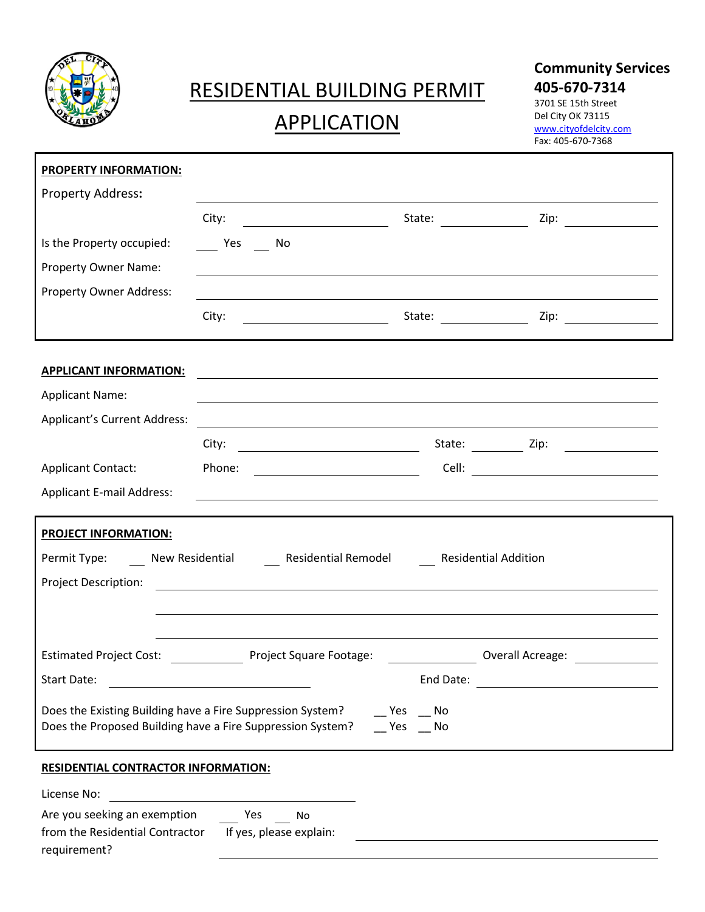# RESIDENTIAL BUILDING PERMIT APPLICATION

**Community Services**
**405-670-7314**
3701 SE 15th Street
Del City OK 73115
www.cityofdelcity.com
Fax: 405-670-7368

**PROPERTY INFORMATION:**

Property Address: ______________________________

City: __________ State: __________ Zip: __________

Is the Property occupied: ___ Yes ___ No

Property Owner Name: ______________________________

Property Owner Address: ______________________________

City: __________ State: __________ Zip: __________

**APPLICANT INFORMATION:** ______________________________

Applicant Name: ______________________________

Applicant's Current Address: ______________________________

City: __________ State: __________ Zip: __________

Applicant Contact: Phone: __________ Cell: __________

Applicant E-mail Address: ______________________________

**PROJECT INFORMATION:**

Permit Type: ___ New Residential ___ Residential Remodel ___ Residential Addition

Project Description: ______________________________

______________________________

______________________________

Estimated Project Cost: __________ Project Square Footage: __________ Overall Acreage: __________

Start Date: __________ End Date: __________

Does the Existing Building have a Fire Suppression System? __ Yes __ No
Does the Proposed Building have a Fire Suppression System? __ Yes __ No

**RESIDENTIAL CONTRACTOR INFORMATION:**

License No: ______________________________

Are you seeking an exemption from the Residential Contractor requirement? ___ Yes ___ No

If yes, please explain: ______________________________

______________________________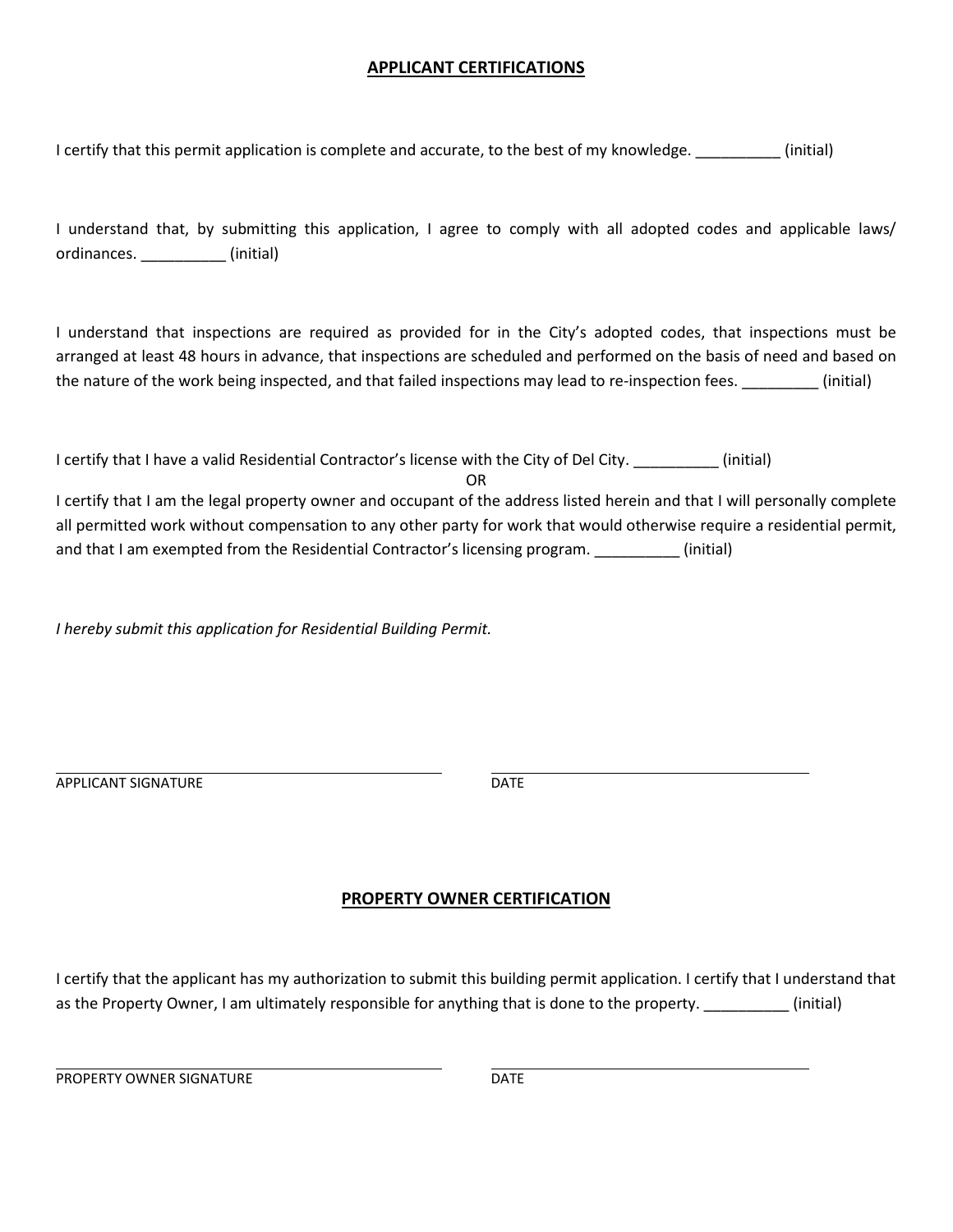## APPLICANT CERTIFICATIONS

I certify that this permit application is complete and accurate, to the best of my knowledge. __________ (initial)

I understand that, by submitting this application, I agree to comply with all adopted codes and applicable laws/ ordinances. __________ (initial)

I understand that inspections are required as provided for in the City's adopted codes, that inspections must be arranged at least 48 hours in advance, that inspections are scheduled and performed on the basis of need and based on the nature of the work being inspected, and that failed inspections may lead to re-inspection fees. _________ (initial)

I certify that I have a valid Residential Contractor's license with the City of Del City. __________ (initial)

OR

I certify that I am the legal property owner and occupant of the address listed herein and that I will personally complete all permitted work without compensation to any other party for work that would otherwise require a residential permit, and that I am exempted from the Residential Contractor's licensing program. __________ (initial)

*I hereby submit this application for Residential Building Permit.*

APPLICANT SIGNATURE ______________________ DATE ______________________

## PROPERTY OWNER CERTIFICATION

I certify that the applicant has my authorization to submit this building permit application. I certify that I understand that as the Property Owner, I am ultimately responsible for anything that is done to the property. __________ (initial)

PROPERTY OWNER SIGNATURE ______________________ DATE ______________________